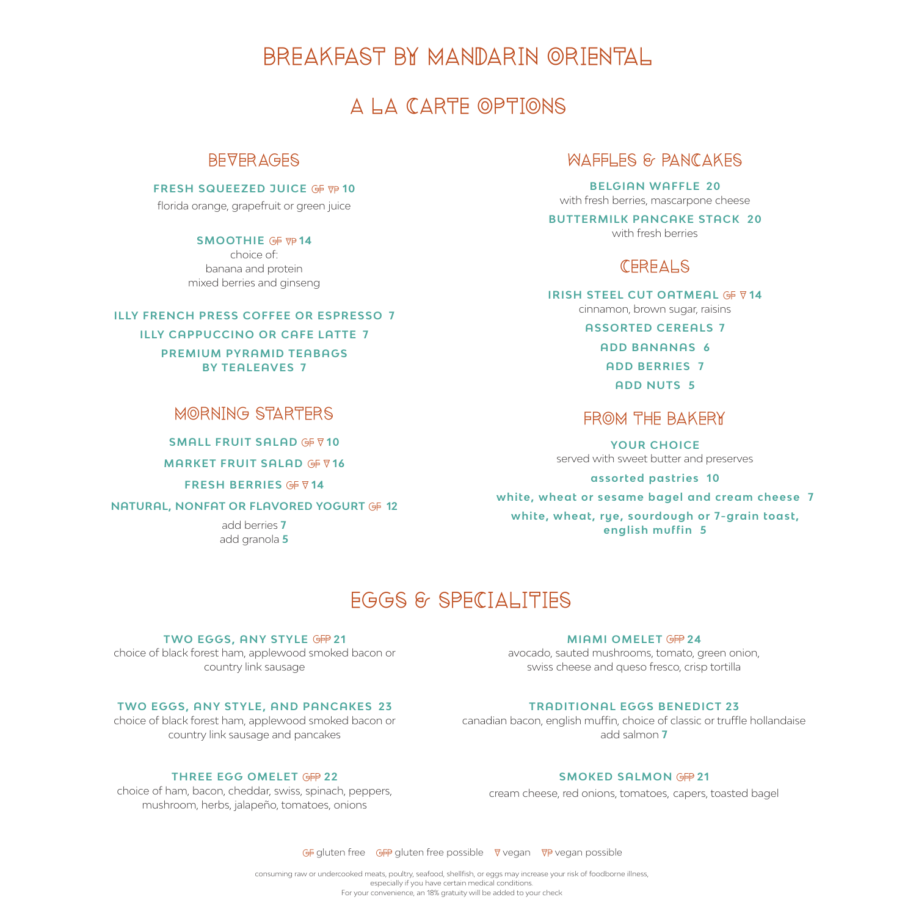# BREAKFAST BY MANDARIN ORIENTAL

## A LA CARTE OPTIONS

### BEVERAGES

**FRESH SQUEEZED JUICE** GF VP **10**
florida orange, grapefruit or green juice

**SMOOTHIE** GF VP **14**
choice of:
banana and protein
mixed berries and ginseng

**ILLY FRENCH PRESS COFFEE OR ESPRESSO 7**

**ILLY CAPPUCCINO OR CAFE LATTE 7**

**PREMIUM PYRAMID TEABAGS BY TEALEAVES 7**

### MORNING STARTERS

**SMALL FRUIT SALAD** GF V **10**

**MARKET FRUIT SALAD** GF V **16**

**FRESH BERRIES** GF V **14**

**NATURAL, NONFAT OR FLAVORED YOGURT** GF **12**
add berries **7**
add granola **5**

### WAFFLES & PANCAKES

**BELGIAN WAFFLE 20**
with fresh berries, mascarpone cheese

**BUTTERMILK PANCAKE STACK 20**
with fresh berries

### CEREALS

**IRISH STEEL CUT OATMEAL** GF V **14**
cinnamon, brown sugar, raisins

**ASSORTED CEREALS 7**

**ADD BANANAS 6**

**ADD BERRIES 7**

**ADD NUTS 5**

### FROM THE BAKERY

**YOUR CHOICE**
served with sweet butter and preserves

**assorted pastries 10**

**white, wheat or sesame bagel and cream cheese 7**

**white, wheat, rye, sourdough or 7-grain toast, english muffin 5**

## EGGS & SPECIALITIES

**TWO EGGS, ANY STYLE** GFP **21**
choice of black forest ham, applewood smoked bacon or country link sausage

**TWO EGGS, ANY STYLE, AND PANCAKES 23**
choice of black forest ham, applewood smoked bacon or country link sausage and pancakes

**THREE EGG OMELET** GFP **22**
choice of ham, bacon, cheddar, swiss, spinach, peppers, mushroom, herbs, jalapeño, tomatoes, onions

**MIAMI OMELET** GFP **24**
avocado, sauted mushrooms, tomato, green onion, swiss cheese and queso fresco, crisp tortilla

**TRADITIONAL EGGS BENEDICT 23**
canadian bacon, english muffin, choice of classic or truffle hollandaise
add salmon **7**

**SMOKED SALMON** GFP **21**
cream cheese, red onions, tomatoes, capers, toasted bagel

GF gluten free GFP gluten free possible V vegan VP vegan possible

consuming raw or undercooked meats, poultry, seafood, shellfish, or eggs may increase your risk of foodborne illness, especially if you have certain medical conditions.
For your convenience, an 18% gratuity will be added to your check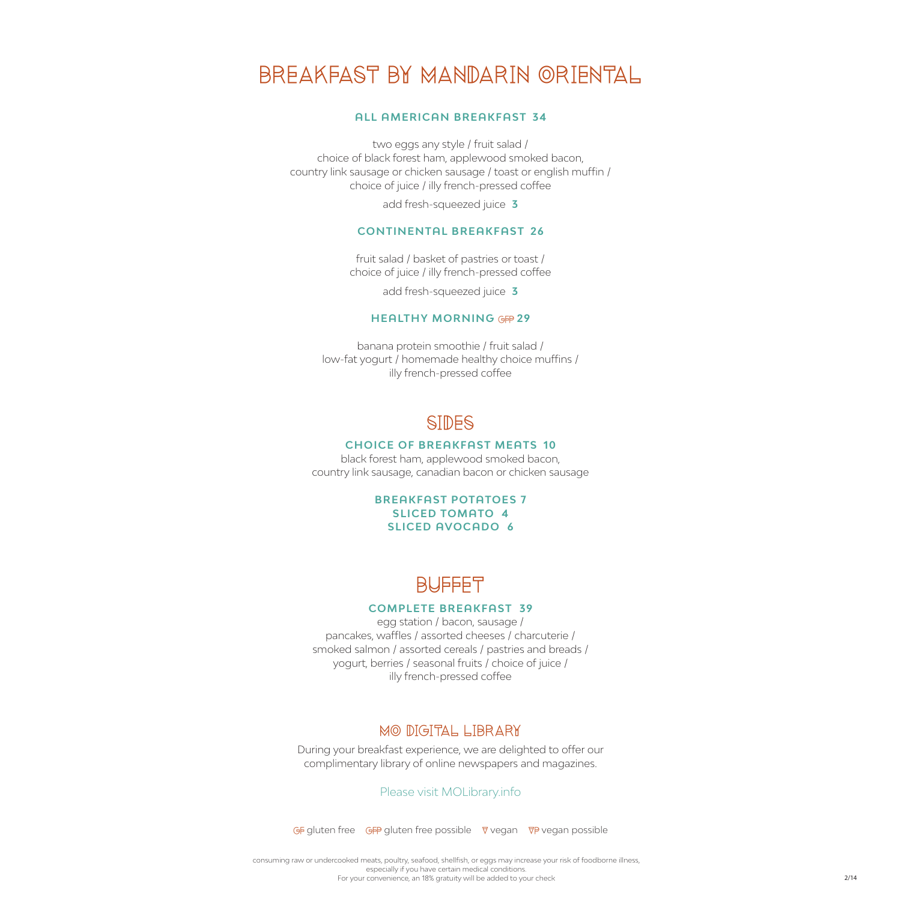# BREAKFAST BY MANDARIN ORIENTAL

### ALL AMERICAN BREAKFAST 34

two eggs any style / fruit salad /
choice of black forest ham, applewood smoked bacon,
country link sausage or chicken sausage / toast or english muffin /
choice of juice / illy french-pressed coffee

add fresh-squeezed juice **3**

### CONTINENTAL BREAKFAST 26

fruit salad / basket of pastries or toast /
choice of juice / illy french-pressed coffee

add fresh-squeezed juice **3**

### HEALTHY MORNING GFP 29

banana protein smoothie / fruit salad /
low-fat yogurt / homemade healthy choice muffins /
illy french-pressed coffee

## SIDES

### CHOICE OF BREAKFAST MEATS 10

black forest ham, applewood smoked bacon,
country link sausage, canadian bacon or chicken sausage

**BREAKFAST POTATOES 7**
**SLICED TOMATO 4**
**SLICED AVOCADO 6**

## BUFFET

### COMPLETE BREAKFAST 39

egg station / bacon, sausage /
pancakes, waffles / assorted cheeses / charcuterie /
smoked salmon / assorted cereals / pastries and breads /
yogurt, berries / seasonal fruits / choice of juice /
illy french-pressed coffee

## MO DIGITAL LIBRARY

During your breakfast experience, we are delighted to offer our complimentary library of online newspapers and magazines.

Please visit MOLibrary.info

GF gluten free GFP gluten free possible V vegan VP vegan possible

consuming raw or undercooked meats, poultry, seafood, shellfish, or eggs may increase your risk of foodborne illness, especially if you have certain medical conditions.
For your convenience, an 18% gratuity will be added to your check